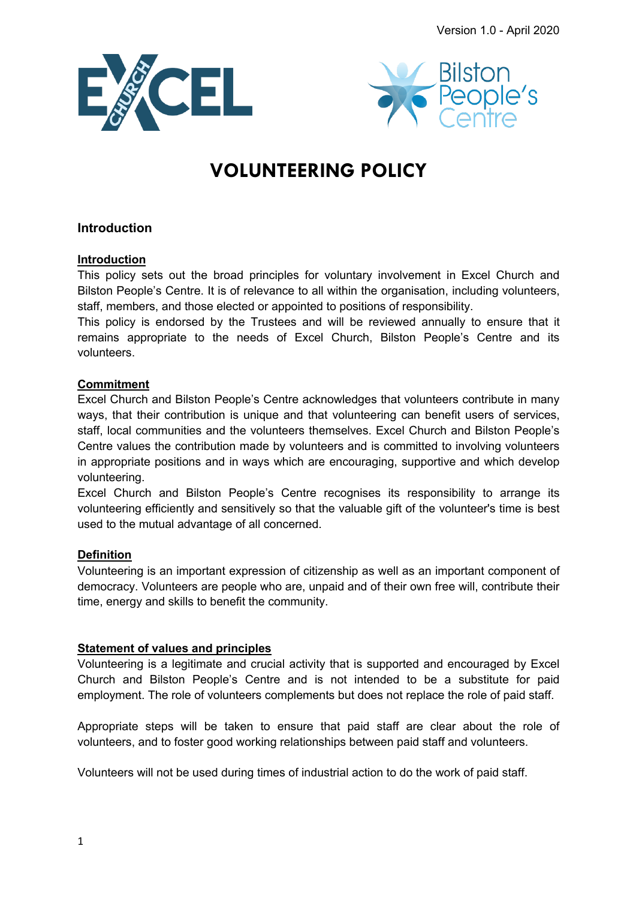Version 1.0 - April 2020

# VOLUNTEERING POLICY

## Introduction

### Introduction

This policy sets out the broad principles for voluntary involvement in Excel Church and Bilston People's Centre. It is of relevance to all within the organisation, including volunteers, staff, members, and those elected or appointed to positions of responsibility.

This policy is endorsed by the Trustees and will be reviewed annually to ensure that it remains appropriate to the needs of Excel Church, Bilston People's Centre and its volunteers.

### Commitment

Excel Church and Bilston People's Centre acknowledges that volunteers contribute in many ways, that their contribution is unique and that volunteering can benefit users of services, staff, local communities and the volunteers themselves. Excel Church and Bilston People's Centre values the contribution made by volunteers and is committed to involving volunteers in appropriate positions and in ways which are encouraging, supportive and which develop volunteering.

Excel Church and Bilston People's Centre recognises its responsibility to arrange its volunteering efficiently and sensitively so that the valuable gift of the volunteer's time is best used to the mutual advantage of all concerned.

### Definition

Volunteering is an important expression of citizenship as well as an important component of democracy. Volunteers are people who are, unpaid and of their own free will, contribute their time, energy and skills to benefit the community.

### Statement of values and principles

Volunteering is a legitimate and crucial activity that is supported and encouraged by Excel Church and Bilston People's Centre and is not intended to be a substitute for paid employment. The role of volunteers complements but does not replace the role of paid staff.

Appropriate steps will be taken to ensure that paid staff are clear about the role of volunteers, and to foster good working relationships between paid staff and volunteers.

Volunteers will not be used during times of industrial action to do the work of paid staff.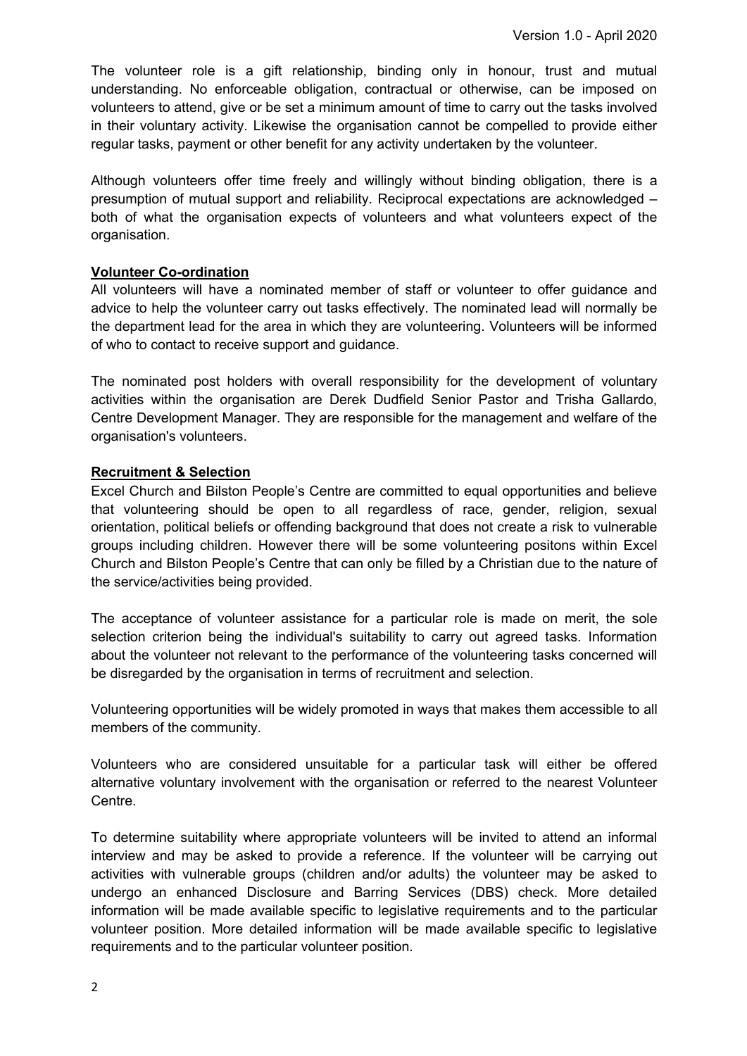The volunteer role is a gift relationship, binding only in honour, trust and mutual understanding. No enforceable obligation, contractual or otherwise, can be imposed on volunteers to attend, give or be set a minimum amount of time to carry out the tasks involved in their voluntary activity. Likewise the organisation cannot be compelled to provide either regular tasks, payment or other benefit for any activity undertaken by the volunteer.

Although volunteers offer time freely and willingly without binding obligation, there is a presumption of mutual support and reliability. Reciprocal expectations are acknowledged – both of what the organisation expects of volunteers and what volunteers expect of the organisation.

**Volunteer Co-ordination**

All volunteers will have a nominated member of staff or volunteer to offer guidance and advice to help the volunteer carry out tasks effectively. The nominated lead will normally be the department lead for the area in which they are volunteering. Volunteers will be informed of who to contact to receive support and guidance.

The nominated post holders with overall responsibility for the development of voluntary activities within the organisation are Derek Dudfield Senior Pastor and Trisha Gallardo, Centre Development Manager. They are responsible for the management and welfare of the organisation's volunteers.

**Recruitment & Selection**

Excel Church and Bilston People's Centre are committed to equal opportunities and believe that volunteering should be open to all regardless of race, gender, religion, sexual orientation, political beliefs or offending background that does not create a risk to vulnerable groups including children. However there will be some volunteering positons within Excel Church and Bilston People's Centre that can only be filled by a Christian due to the nature of the service/activities being provided.

The acceptance of volunteer assistance for a particular role is made on merit, the sole selection criterion being the individual's suitability to carry out agreed tasks. Information about the volunteer not relevant to the performance of the volunteering tasks concerned will be disregarded by the organisation in terms of recruitment and selection.

Volunteering opportunities will be widely promoted in ways that makes them accessible to all members of the community.

Volunteers who are considered unsuitable for a particular task will either be offered alternative voluntary involvement with the organisation or referred to the nearest Volunteer Centre.

To determine suitability where appropriate volunteers will be invited to attend an informal interview and may be asked to provide a reference. If the volunteer will be carrying out activities with vulnerable groups (children and/or adults) the volunteer may be asked to undergo an enhanced Disclosure and Barring Services (DBS) check. More detailed information will be made available specific to legislative requirements and to the particular volunteer position. More detailed information will be made available specific to legislative requirements and to the particular volunteer position.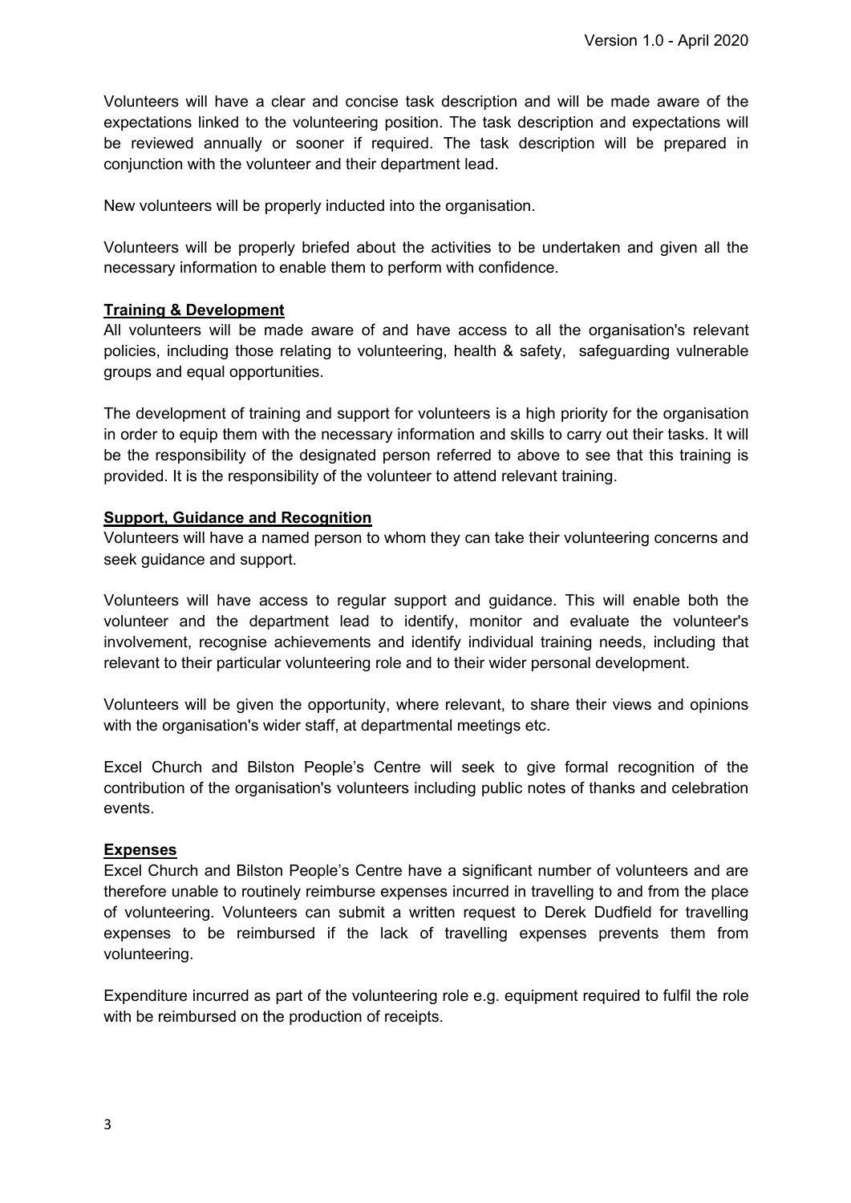Volunteers will have a clear and concise task description and will be made aware of the expectations linked to the volunteering position. The task description and expectations will be reviewed annually or sooner if required. The task description will be prepared in conjunction with the volunteer and their department lead.

New volunteers will be properly inducted into the organisation.

Volunteers will be properly briefed about the activities to be undertaken and given all the necessary information to enable them to perform with confidence.

**Training & Development**

All volunteers will be made aware of and have access to all the organisation's relevant policies, including those relating to volunteering, health & safety, safeguarding vulnerable groups and equal opportunities.

The development of training and support for volunteers is a high priority for the organisation in order to equip them with the necessary information and skills to carry out their tasks. It will be the responsibility of the designated person referred to above to see that this training is provided. It is the responsibility of the volunteer to attend relevant training.

**Support, Guidance and Recognition**

Volunteers will have a named person to whom they can take their volunteering concerns and seek guidance and support.

Volunteers will have access to regular support and guidance. This will enable both the volunteer and the department lead to identify, monitor and evaluate the volunteer's involvement, recognise achievements and identify individual training needs, including that relevant to their particular volunteering role and to their wider personal development.

Volunteers will be given the opportunity, where relevant, to share their views and opinions with the organisation's wider staff, at departmental meetings etc.

Excel Church and Bilston People's Centre will seek to give formal recognition of the contribution of the organisation's volunteers including public notes of thanks and celebration events.

**Expenses**

Excel Church and Bilston People's Centre have a significant number of volunteers and are therefore unable to routinely reimburse expenses incurred in travelling to and from the place of volunteering. Volunteers can submit a written request to Derek Dudfield for travelling expenses to be reimbursed if the lack of travelling expenses prevents them from volunteering.

Expenditure incurred as part of the volunteering role e.g. equipment required to fulfil the role with be reimbursed on the production of receipts.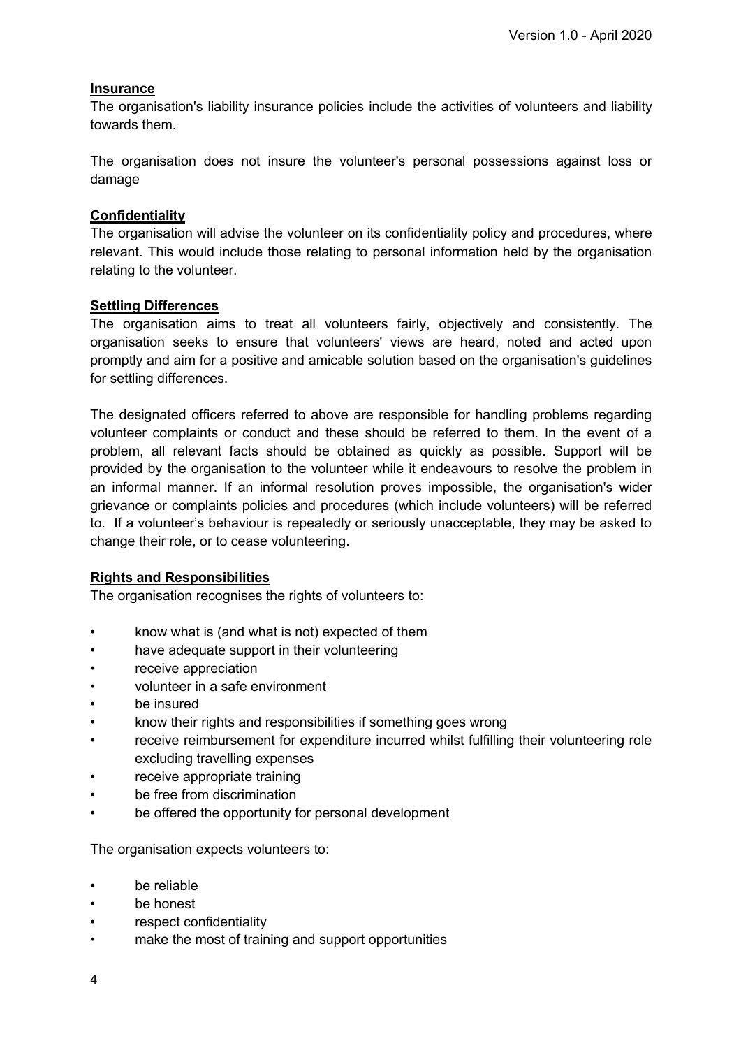## Insurance

The organisation's liability insurance policies include the activities of volunteers and liability towards them.

The organisation does not insure the volunteer's personal possessions against loss or damage

## Confidentiality

The organisation will advise the volunteer on its confidentiality policy and procedures, where relevant. This would include those relating to personal information held by the organisation relating to the volunteer.

## Settling Differences

The organisation aims to treat all volunteers fairly, objectively and consistently. The organisation seeks to ensure that volunteers' views are heard, noted and acted upon promptly and aim for a positive and amicable solution based on the organisation's guidelines for settling differences.

The designated officers referred to above are responsible for handling problems regarding volunteer complaints or conduct and these should be referred to them. In the event of a problem, all relevant facts should be obtained as quickly as possible. Support will be provided by the organisation to the volunteer while it endeavours to resolve the problem in an informal manner. If an informal resolution proves impossible, the organisation's wider grievance or complaints policies and procedures (which include volunteers) will be referred to. If a volunteer's behaviour is repeatedly or seriously unacceptable, they may be asked to change their role, or to cease volunteering.

## Rights and Responsibilities

The organisation recognises the rights of volunteers to:

- know what is (and what is not) expected of them
- have adequate support in their volunteering
- receive appreciation
- volunteer in a safe environment
- be insured
- know their rights and responsibilities if something goes wrong
- receive reimbursement for expenditure incurred whilst fulfilling their volunteering role excluding travelling expenses
- receive appropriate training
- be free from discrimination
- be offered the opportunity for personal development

The organisation expects volunteers to:

- be reliable
- be honest
- respect confidentiality
- make the most of training and support opportunities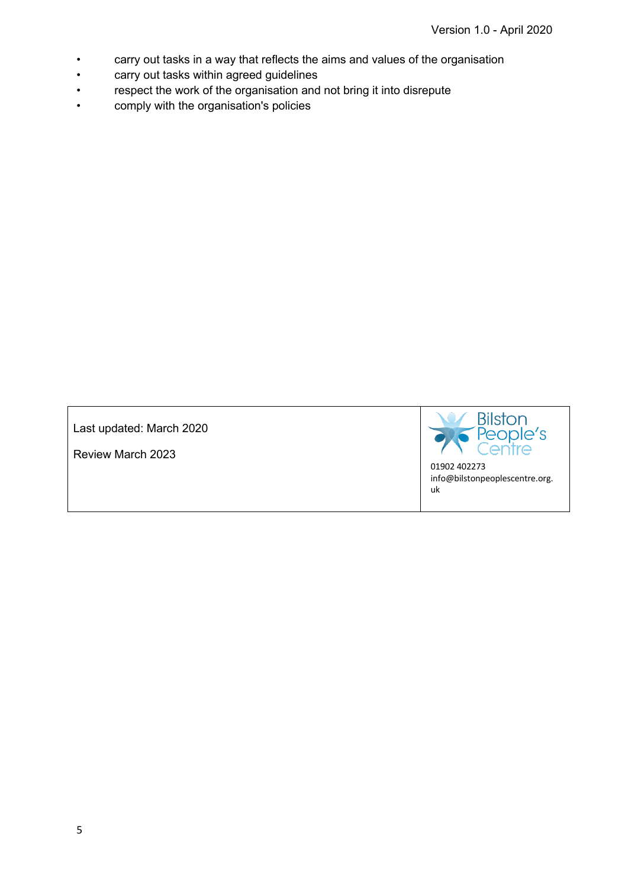- carry out tasks in a way that reflects the aims and values of the organisation
- carry out tasks within agreed guidelines
- respect the work of the organisation and not bring it into disrepute
- comply with the organisation's policies

| | |
|---|---|
| Last updated: March 2020<br><br>Review March 2023 | Bilston People's Centre<br><br>01902 402273<br>info@bilstonpeoplescentre.org.uk |